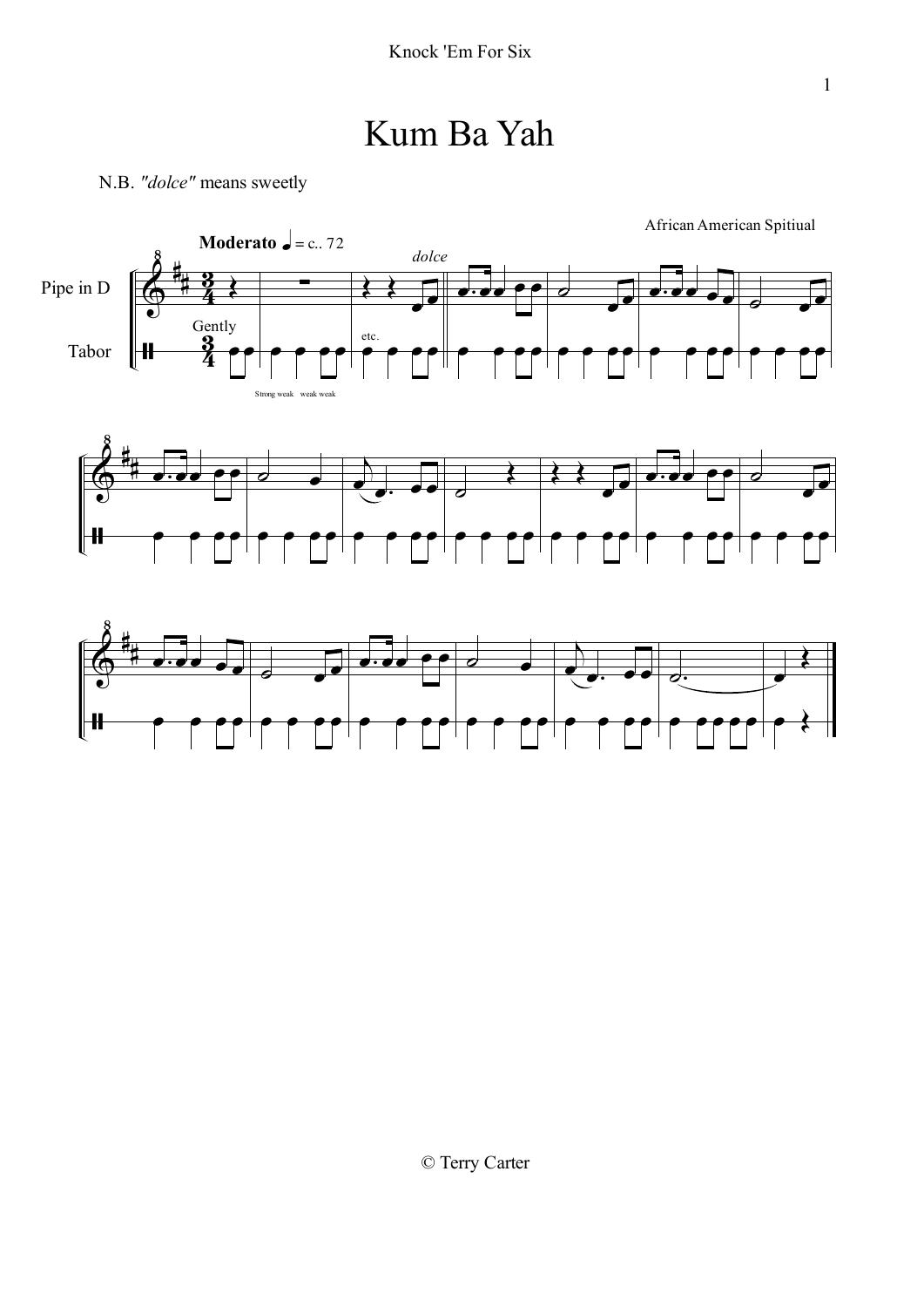# Kum Ba Yah

N.B. *"dolce"* means sweetly

African American Spitiual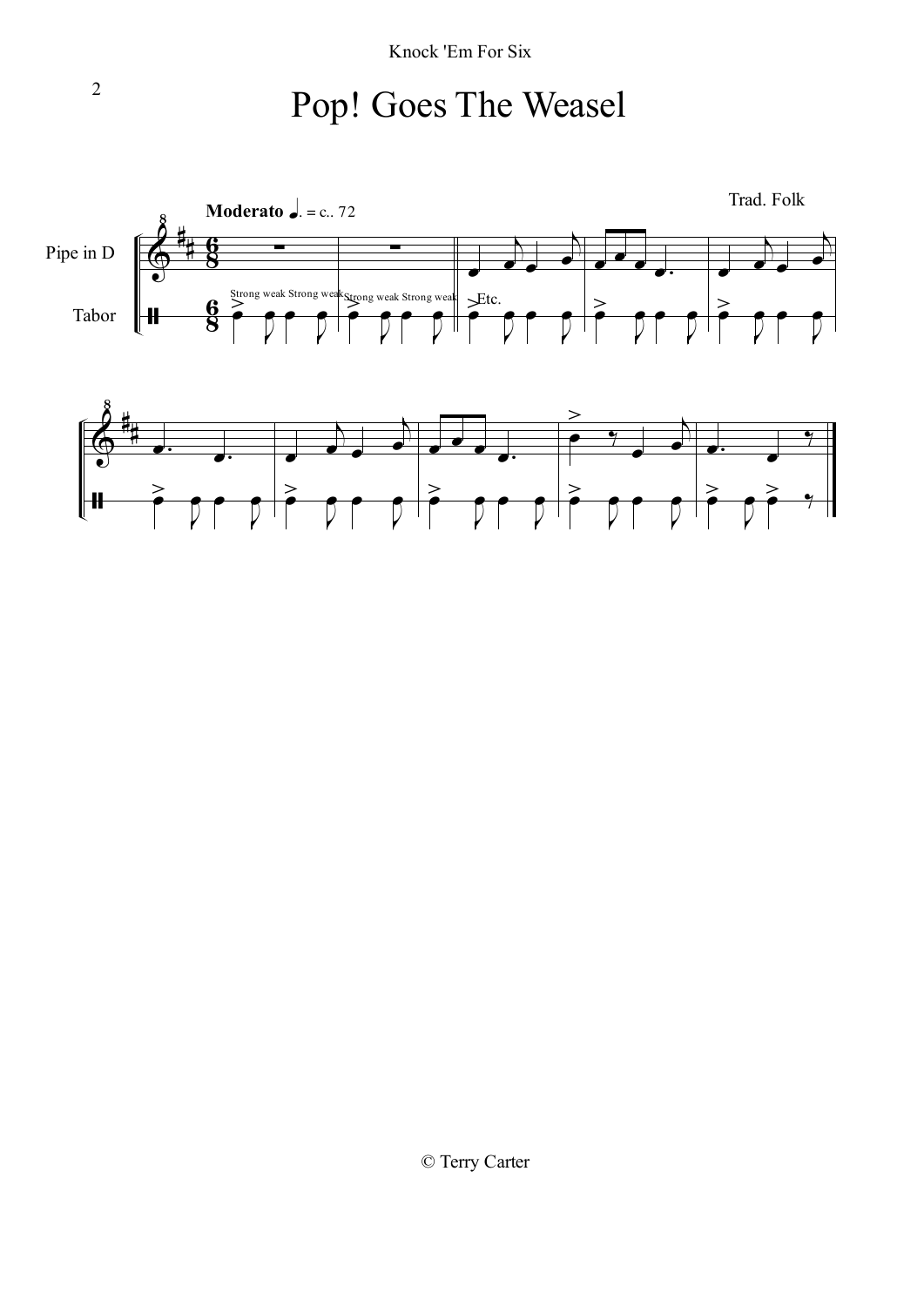# Pop! Goes The Weasel

Trad. Folk

**Moderato** ♩. = c.. 72

Pipe in D

Tabor

Strong weak Strong weak Strong weak Strong weak Etc.

© Terry Carter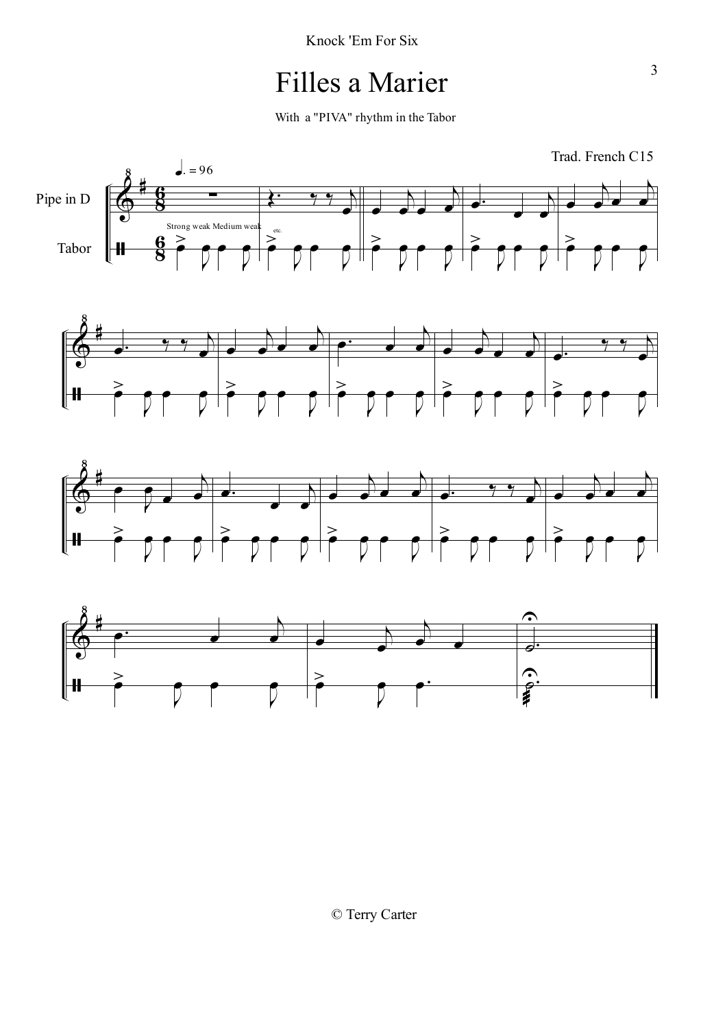# Filles a Marier

With a "PIVA" rhythm in the Tabor

Trad. French C15

♩. = 96

Pipe in D

Tabor

Strong weak Medium weak

etc.

© Terry Carter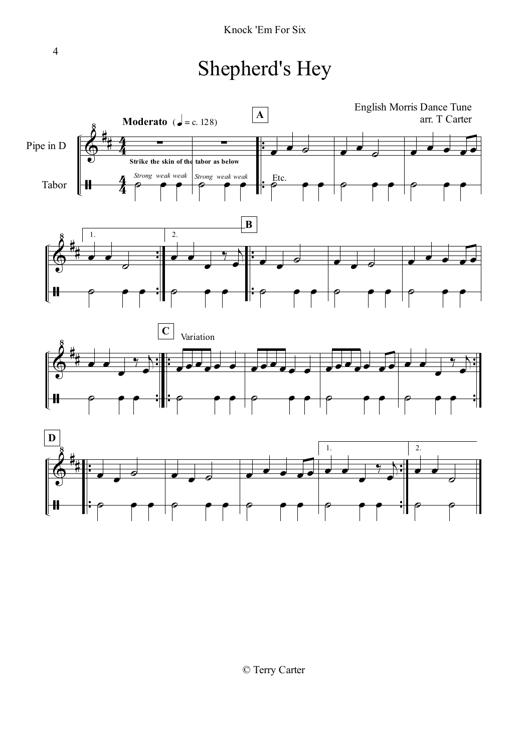# Shepherd's Hey

English Morris Dance Tune
arr. T Carter

**Moderato** (♩ = c. 128)

Pipe in D

Tabor

**Strike the skin of the tabor as below**

*Strong weak weak* *Strong weak weak*

Etc.

A

B

C

Variation

D

© Terry Carter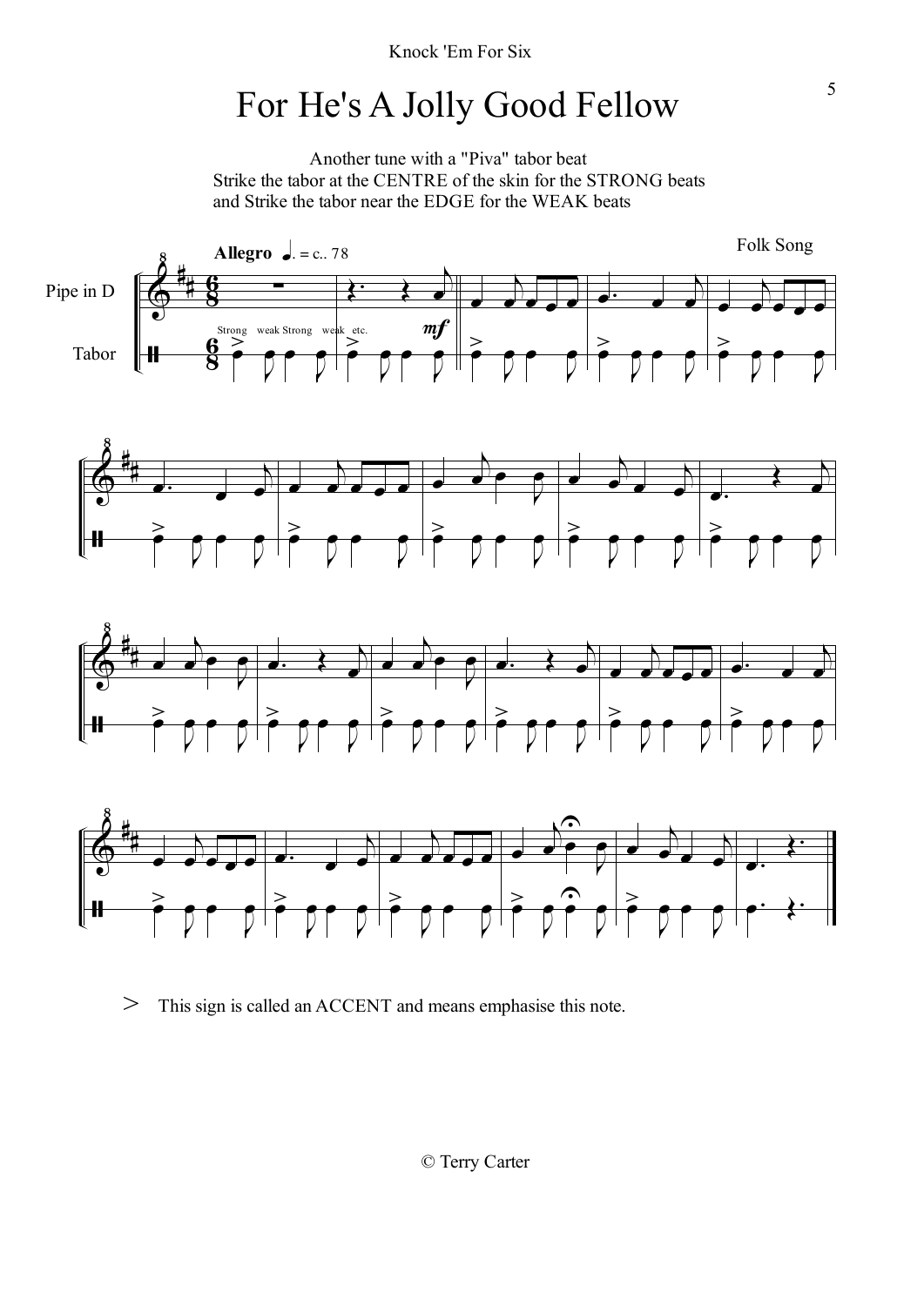# For He's A Jolly Good Fellow

Another tune with a "Piva" tabor beat
Strike the tabor at the CENTRE of the skin for the STRONG beats
and Strike the tabor near the EDGE for the WEAK beats

Folk Song

**Allegro** ♩. = c.. 78

Pipe in D

Tabor

Strong weak Strong weak etc.

*mf*

> This sign is called an ACCENT and means emphasise this note.

© Terry Carter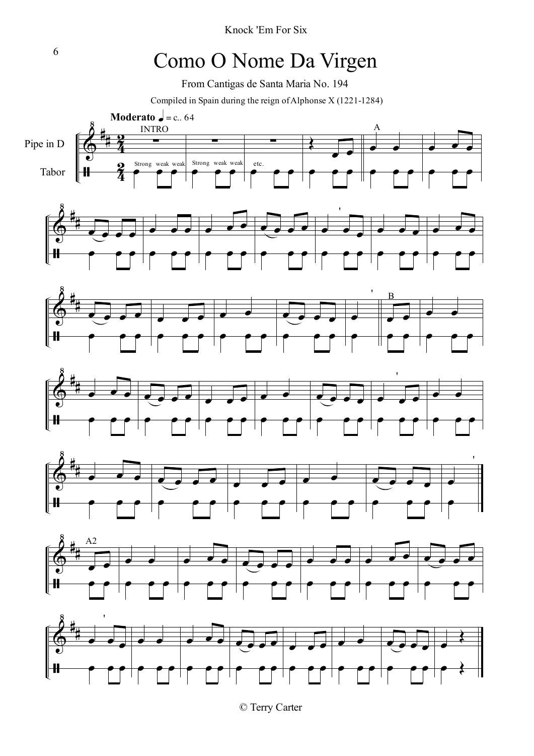# Como O Nome Da Virgen

From Cantigas de Santa Maria No. 194

Compiled in Spain during the reign of Alphonse X (1221-1284)

**Moderato** ♩ = c.. 64

INTRO

Pipe in D

Tabor

Strong weak weak Strong weak weak etc.

A

B

A2

© Terry Carter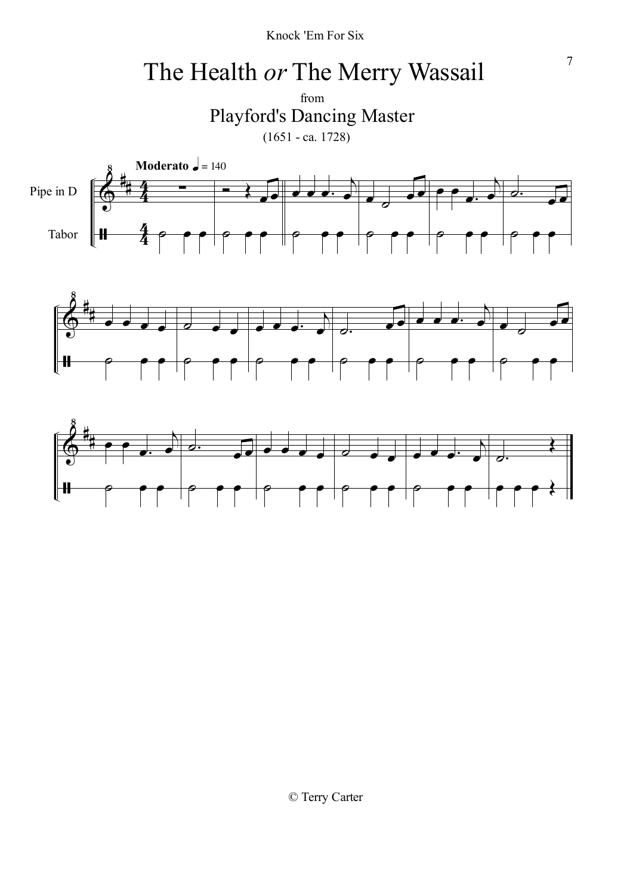# The Health *or* The Merry Wassail

from

## Playford's Dancing Master

(1651 - ca. 1728)

**Moderato** ♩ = 140

Pipe in D

Tabor

© Terry Carter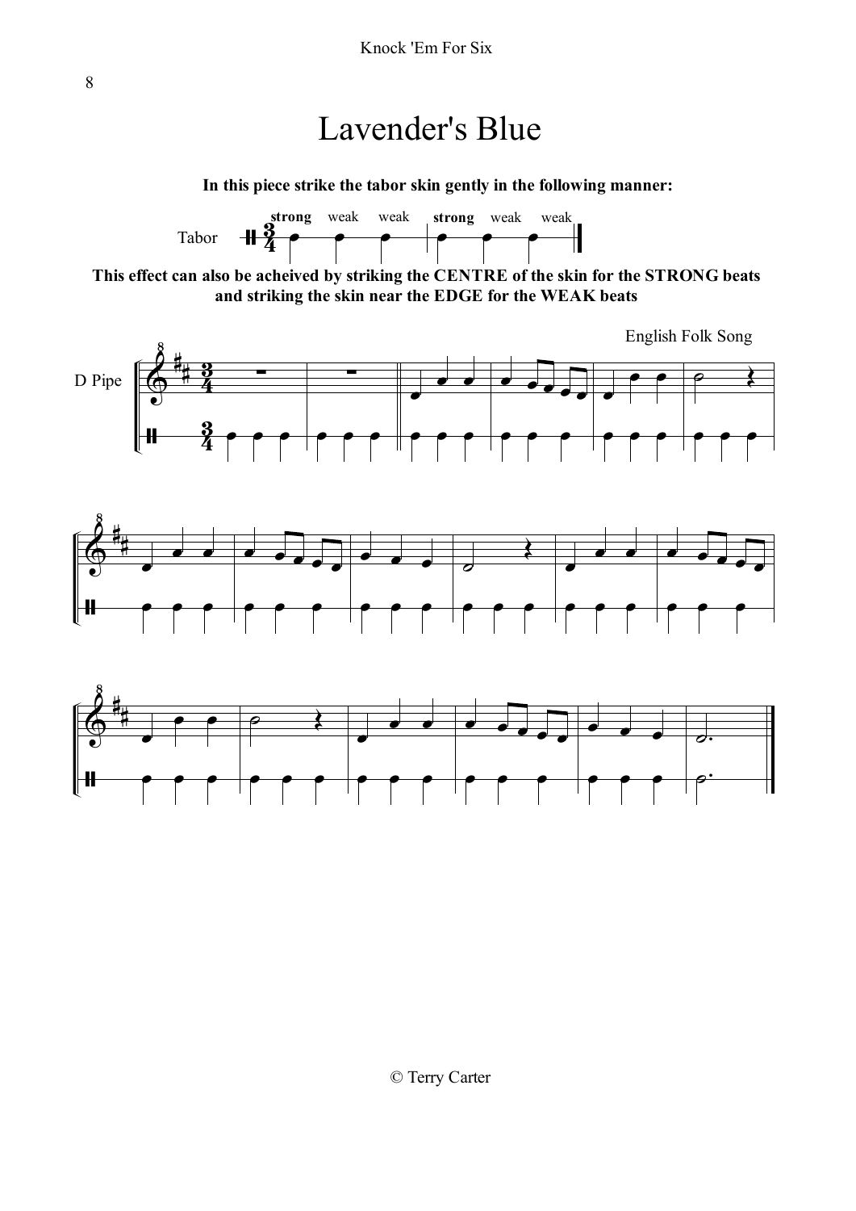# Lavender's Blue

**In this piece strike the tabor skin gently in the following manner:**

Tabor — **strong** weak weak | **strong** weak weak

**This effect can also be acheived by striking the CENTRE of the skin for the STRONG beats and striking the skin near the EDGE for the WEAK beats**

English Folk Song

D Pipe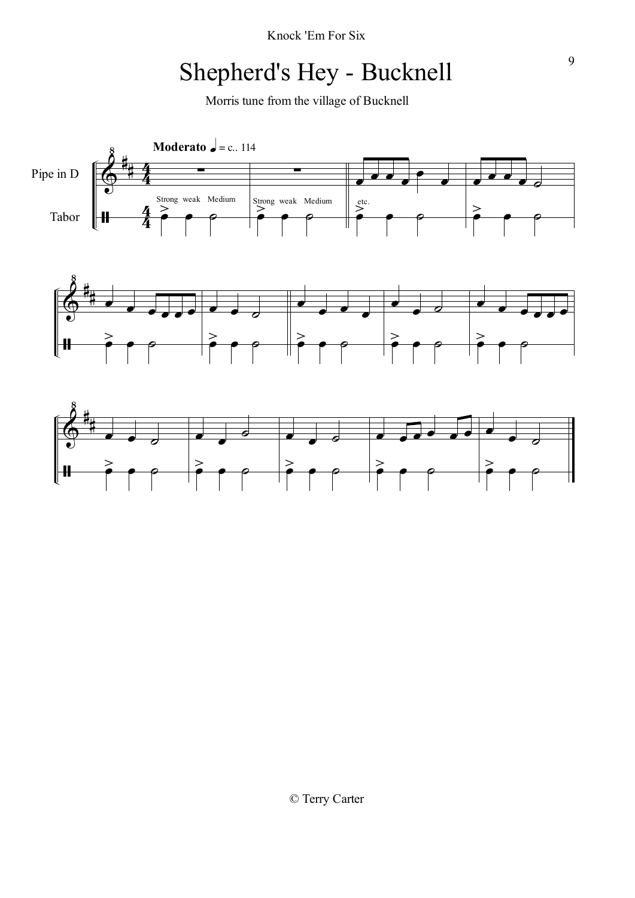# Shepherd's Hey - Bucknell

Morris tune from the village of Bucknell

**Moderato** ♩ = c.. 114

Pipe in D

Tabor

Strong weak Medium

Strong weak Medium

etc.

© Terry Carter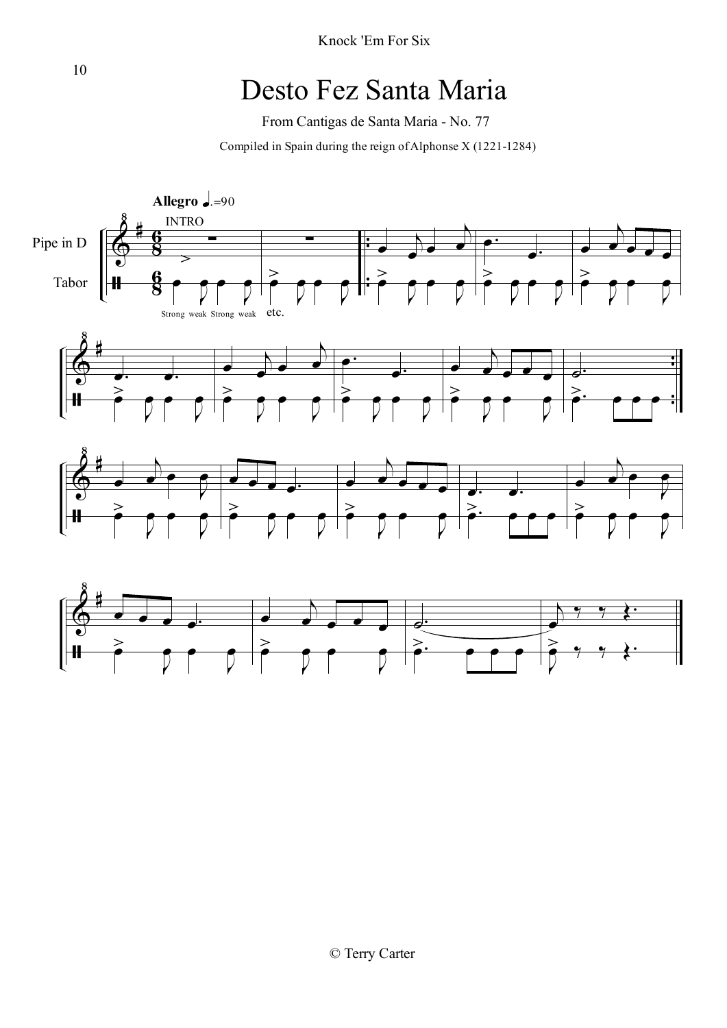# Desto Fez Santa Maria

From Cantigas de Santa Maria - No. 77

Compiled in Spain during the reign of Alphonse X (1221-1284)

© Terry Carter